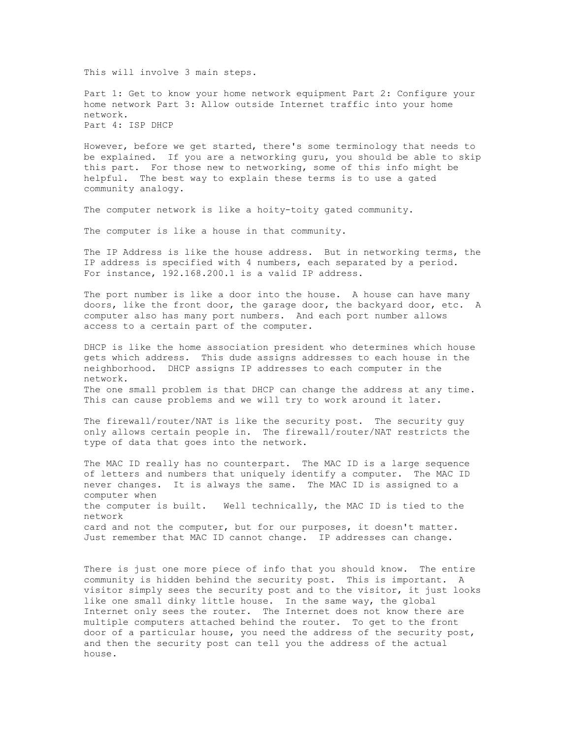This will involve 3 main steps.

Part 1: Get to know your home network equipment Part 2: Configure your home network Part 3: Allow outside Internet traffic into your home network.
Part 4: ISP DHCP

However, before we get started, there's some terminology that needs to be explained. If you are a networking guru, you should be able to skip this part. For those new to networking, some of this info might be helpful. The best way to explain these terms is to use a gated community analogy.

The computer network is like a hoity-toity gated community.

The computer is like a house in that community.

The IP Address is like the house address. But in networking terms, the IP address is specified with 4 numbers, each separated by a period. For instance, 192.168.200.1 is a valid IP address.

The port number is like a door into the house. A house can have many doors, like the front door, the garage door, the backyard door, etc. A computer also has many port numbers. And each port number allows access to a certain part of the computer.

DHCP is like the home association president who determines which house gets which address. This dude assigns addresses to each house in the neighborhood. DHCP assigns IP addresses to each computer in the network.
The one small problem is that DHCP can change the address at any time. This can cause problems and we will try to work around it later.

The firewall/router/NAT is like the security post. The security guy only allows certain people in. The firewall/router/NAT restricts the type of data that goes into the network.

The MAC ID really has no counterpart. The MAC ID is a large sequence of letters and numbers that uniquely identify a computer. The MAC ID never changes. It is always the same. The MAC ID is assigned to a computer when
the computer is built. Well technically, the MAC ID is tied to the network
card and not the computer, but for our purposes, it doesn't matter. Just remember that MAC ID cannot change. IP addresses can change.

There is just one more piece of info that you should know. The entire community is hidden behind the security post. This is important. A visitor simply sees the security post and to the visitor, it just looks like one small dinky little house. In the same way, the global Internet only sees the router. The Internet does not know there are multiple computers attached behind the router. To get to the front door of a particular house, you need the address of the security post, and then the security post can tell you the address of the actual house.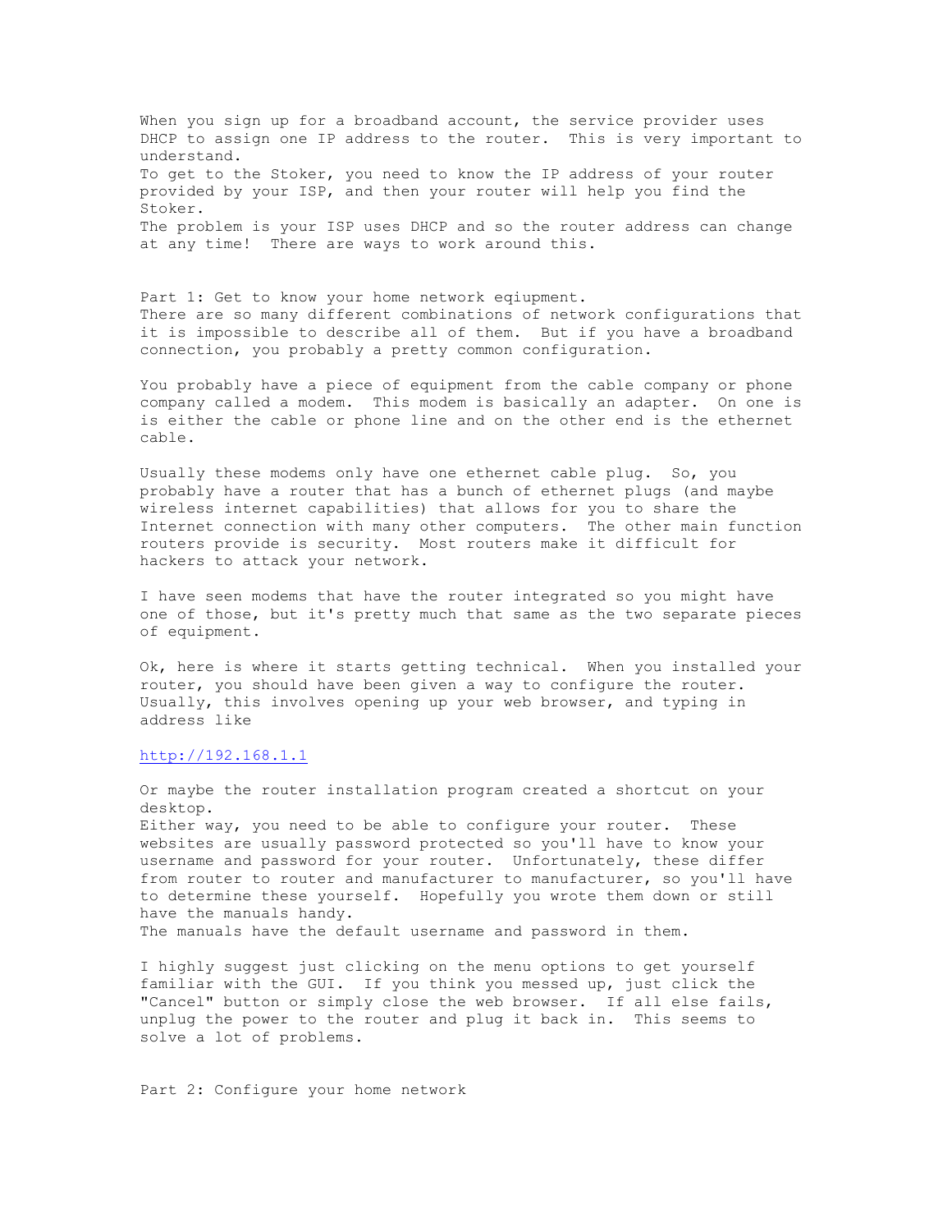When you sign up for a broadband account, the service provider uses DHCP to assign one IP address to the router. This is very important to understand.
To get to the Stoker, you need to know the IP address of your router provided by your ISP, and then your router will help you find the Stoker.
The problem is your ISP uses DHCP and so the router address can change at any time! There are ways to work around this.

Part 1: Get to know your home network eqiupment.
There are so many different combinations of network configurations that it is impossible to describe all of them. But if you have a broadband connection, you probably a pretty common configuration.

You probably have a piece of equipment from the cable company or phone company called a modem. This modem is basically an adapter. On one is is either the cable or phone line and on the other end is the ethernet cable.

Usually these modems only have one ethernet cable plug. So, you probably have a router that has a bunch of ethernet plugs (and maybe wireless internet capabilities) that allows for you to share the Internet connection with many other computers. The other main function routers provide is security. Most routers make it difficult for hackers to attack your network.

I have seen modems that have the router integrated so you might have one of those, but it's pretty much that same as the two separate pieces of equipment.

Ok, here is where it starts getting technical. When you installed your router, you should have been given a way to configure the router. Usually, this involves opening up your web browser, and typing in address like

http://192.168.1.1

Or maybe the router installation program created a shortcut on your desktop.
Either way, you need to be able to configure your router. These websites are usually password protected so you'll have to know your username and password for your router. Unfortunately, these differ from router to router and manufacturer to manufacturer, so you'll have to determine these yourself. Hopefully you wrote them down or still have the manuals handy.
The manuals have the default username and password in them.

I highly suggest just clicking on the menu options to get yourself familiar with the GUI. If you think you messed up, just click the "Cancel" button or simply close the web browser. If all else fails, unplug the power to the router and plug it back in. This seems to solve a lot of problems.

Part 2: Configure your home network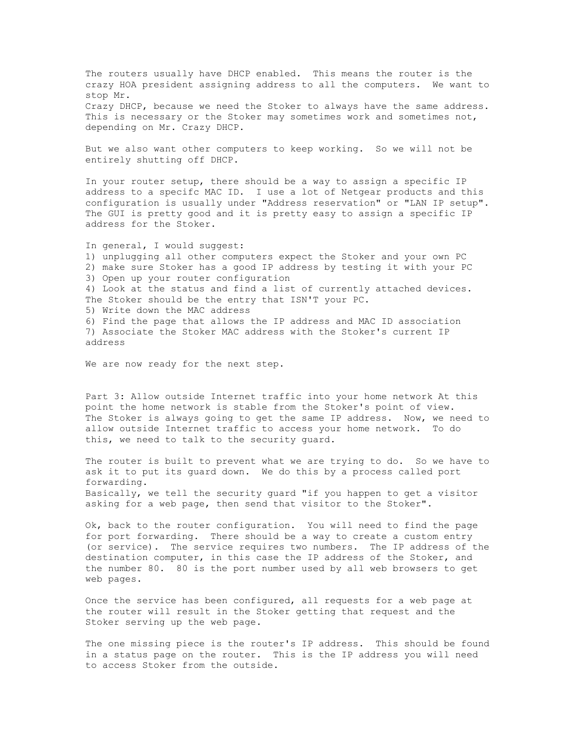The routers usually have DHCP enabled. This means the router is the crazy HOA president assigning address to all the computers. We want to stop Mr. Crazy DHCP, because we need the Stoker to always have the same address. This is necessary or the Stoker may sometimes work and sometimes not, depending on Mr. Crazy DHCP.

But we also want other computers to keep working. So we will not be entirely shutting off DHCP.

In your router setup, there should be a way to assign a specific IP address to a specifc MAC ID. I use a lot of Netgear products and this configuration is usually under "Address reservation" or "LAN IP setup". The GUI is pretty good and it is pretty easy to assign a specific IP address for the Stoker.

In general, I would suggest:

1) unplugging all other computers expect the Stoker and your own PC
2) make sure Stoker has a good IP address by testing it with your PC
3) Open up your router configuration
4) Look at the status and find a list of currently attached devices. The Stoker should be the entry that ISN'T your PC.
5) Write down the MAC address
6) Find the page that allows the IP address and MAC ID association
7) Associate the Stoker MAC address with the Stoker's current IP address

We are now ready for the next step.

Part 3: Allow outside Internet traffic into your home network At this point the home network is stable from the Stoker's point of view. The Stoker is always going to get the same IP address. Now, we need to allow outside Internet traffic to access your home network. To do this, we need to talk to the security guard.

The router is built to prevent what we are trying to do. So we have to ask it to put its guard down. We do this by a process called port forwarding.
Basically, we tell the security guard "if you happen to get a visitor asking for a web page, then send that visitor to the Stoker".

Ok, back to the router configuration. You will need to find the page for port forwarding. There should be a way to create a custom entry (or service). The service requires two numbers. The IP address of the destination computer, in this case the IP address of the Stoker, and the number 80. 80 is the port number used by all web browsers to get web pages.

Once the service has been configured, all requests for a web page at the router will result in the Stoker getting that request and the Stoker serving up the web page.

The one missing piece is the router's IP address. This should be found in a status page on the router. This is the IP address you will need to access Stoker from the outside.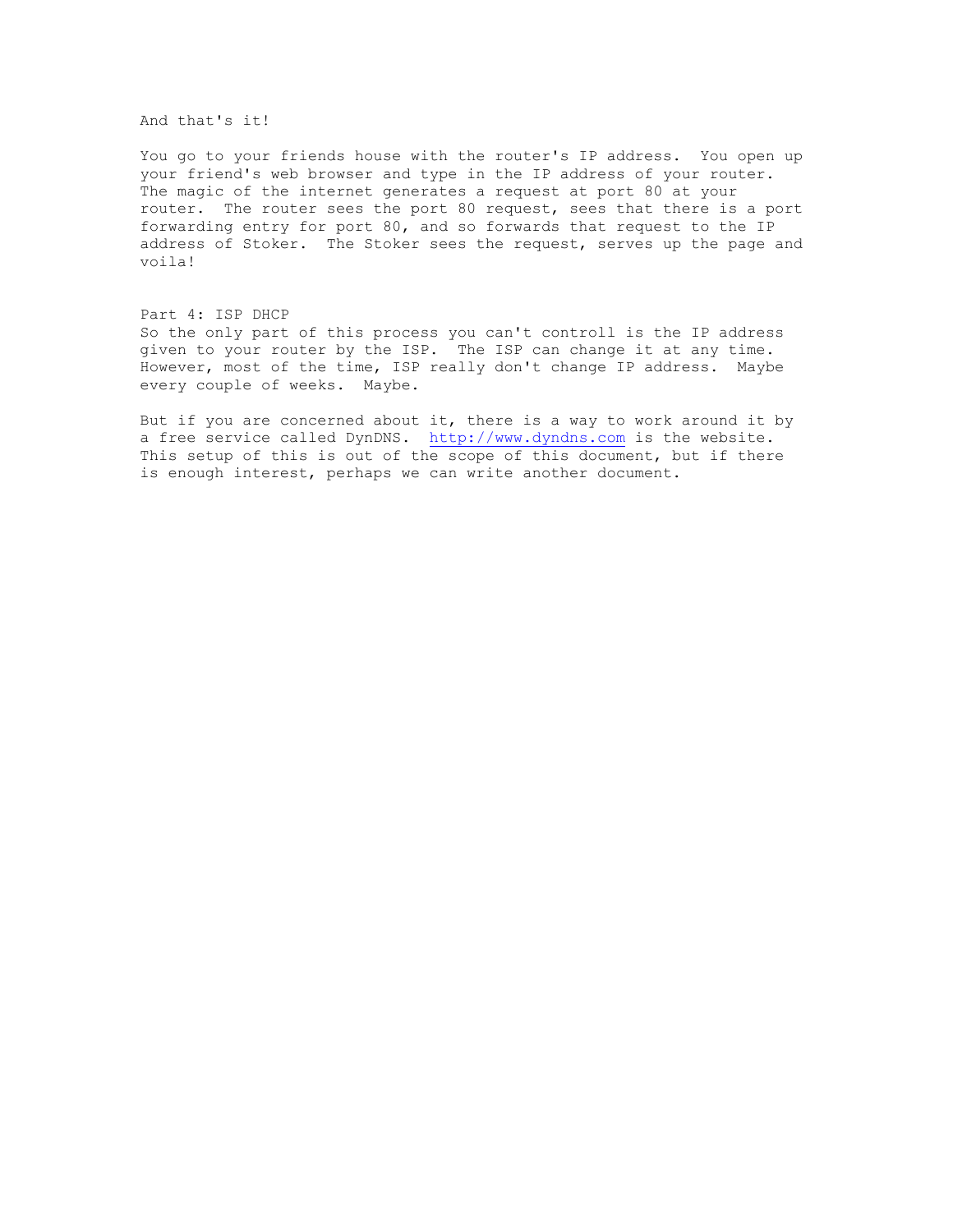And that's it!

You go to your friends house with the router's IP address. You open up your friend's web browser and type in the IP address of your router. The magic of the internet generates a request at port 80 at your router. The router sees the port 80 request, sees that there is a port forwarding entry for port 80, and so forwards that request to the IP address of Stoker. The Stoker sees the request, serves up the page and voila!

Part 4: ISP DHCP

So the only part of this process you can't controll is the IP address given to your router by the ISP. The ISP can change it at any time. However, most of the time, ISP really don't change IP address. Maybe every couple of weeks. Maybe.

But if you are concerned about it, there is a way to work around it by a free service called DynDNS. http://www.dyndns.com is the website. This setup of this is out of the scope of this document, but if there is enough interest, perhaps we can write another document.